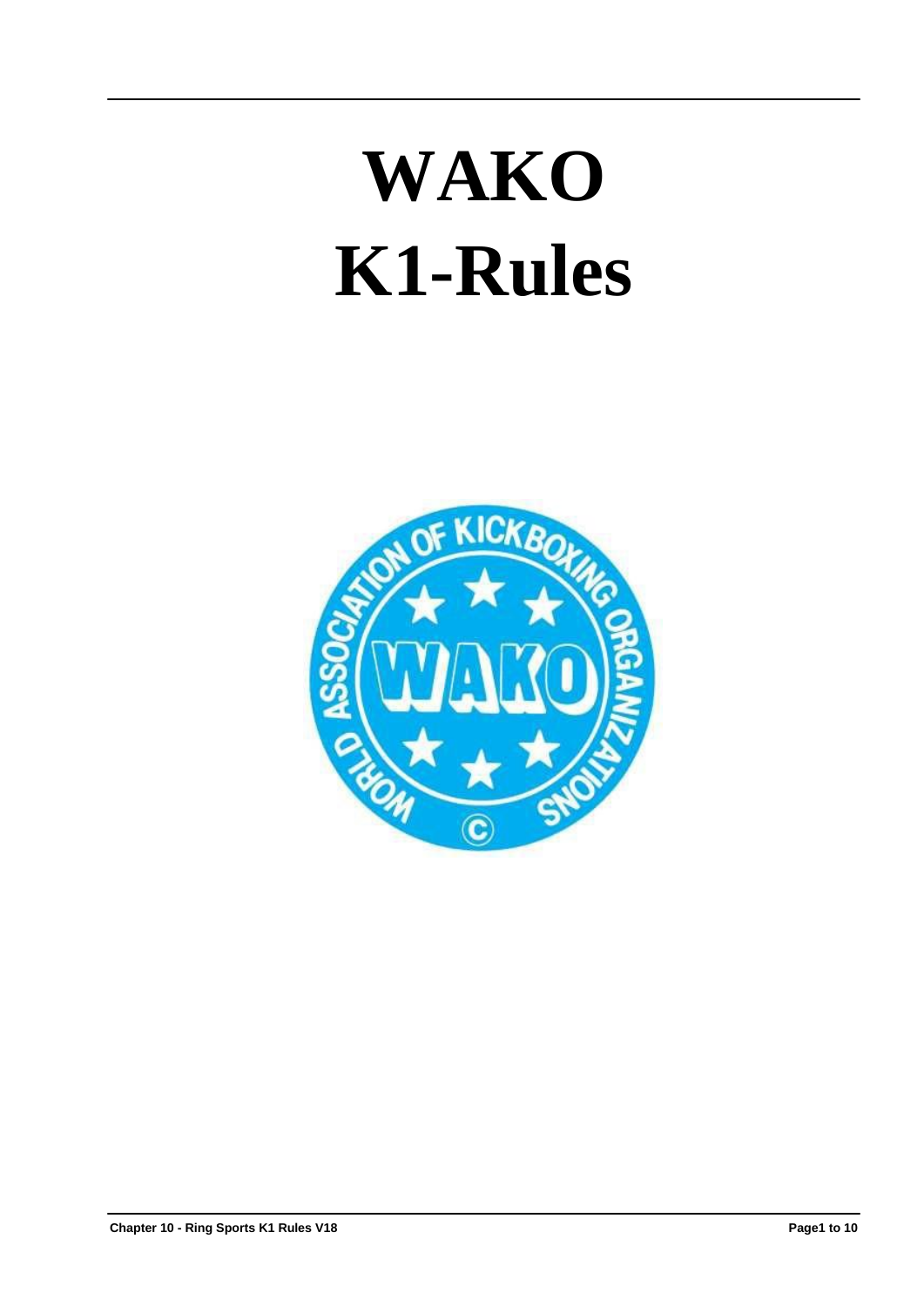# WAKO
# K1-Rules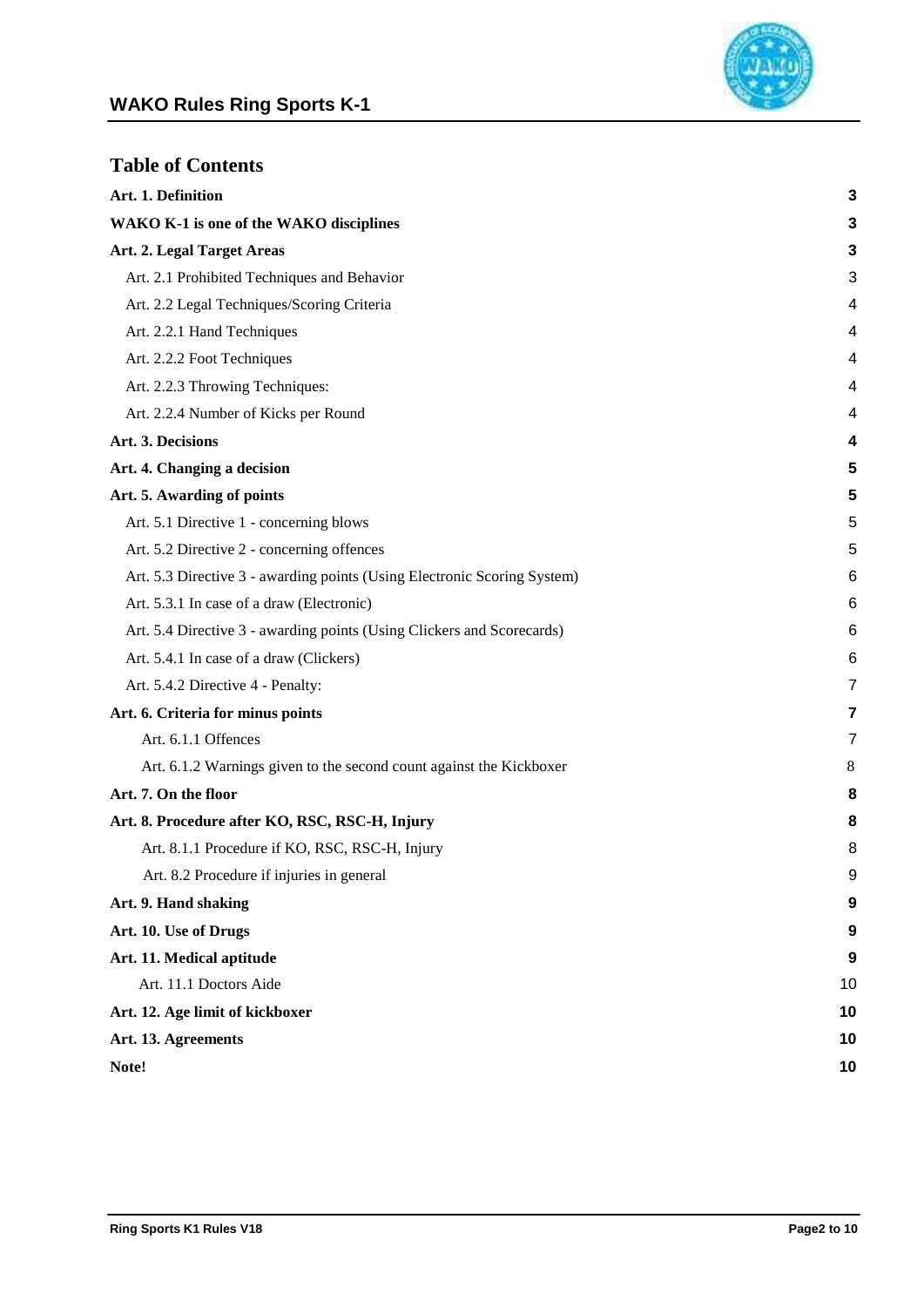## Table of Contents

| | |
|---|---|
| **Art. 1. Definition** | **3** |
| **WAKO K-1 is one of the WAKO disciplines** | **3** |
| **Art. 2. Legal Target Areas** | **3** |
| Art. 2.1 Prohibited Techniques and Behavior | 3 |
| Art. 2.2 Legal Techniques/Scoring Criteria | 4 |
| Art. 2.2.1 Hand Techniques | 4 |
| Art. 2.2.2 Foot Techniques | 4 |
| Art. 2.2.3 Throwing Techniques: | 4 |
| Art. 2.2.4 Number of Kicks per Round | 4 |
| **Art. 3. Decisions** | **4** |
| **Art. 4. Changing a decision** | **5** |
| **Art. 5. Awarding of points** | **5** |
| Art. 5.1 Directive 1 - concerning blows | 5 |
| Art. 5.2 Directive 2 - concerning offences | 5 |
| Art. 5.3 Directive 3 - awarding points (Using Electronic Scoring System) | 6 |
| Art. 5.3.1 In case of a draw (Electronic) | 6 |
| Art. 5.4 Directive 3 - awarding points (Using Clickers and Scorecards) | 6 |
| Art. 5.4.1 In case of a draw (Clickers) | 6 |
| Art. 5.4.2 Directive 4 - Penalty: | 7 |
| **Art. 6. Criteria for minus points** | **7** |
| Art. 6.1.1 Offences | 7 |
| Art. 6.1.2 Warnings given to the second count against the Kickboxer | 8 |
| **Art. 7. On the floor** | **8** |
| **Art. 8. Procedure after KO, RSC, RSC-H, Injury** | **8** |
| Art. 8.1.1 Procedure if KO, RSC, RSC-H, Injury | 8 |
| Art. 8.2 Procedure if injuries in general | 9 |
| **Art. 9. Hand shaking** | **9** |
| **Art. 10. Use of Drugs** | **9** |
| **Art. 11. Medical aptitude** | **9** |
| Art. 11.1 Doctors Aide | 10 |
| **Art. 12. Age limit of kickboxer** | **10** |
| **Art. 13. Agreements** | **10** |
| **Note!** | **10** |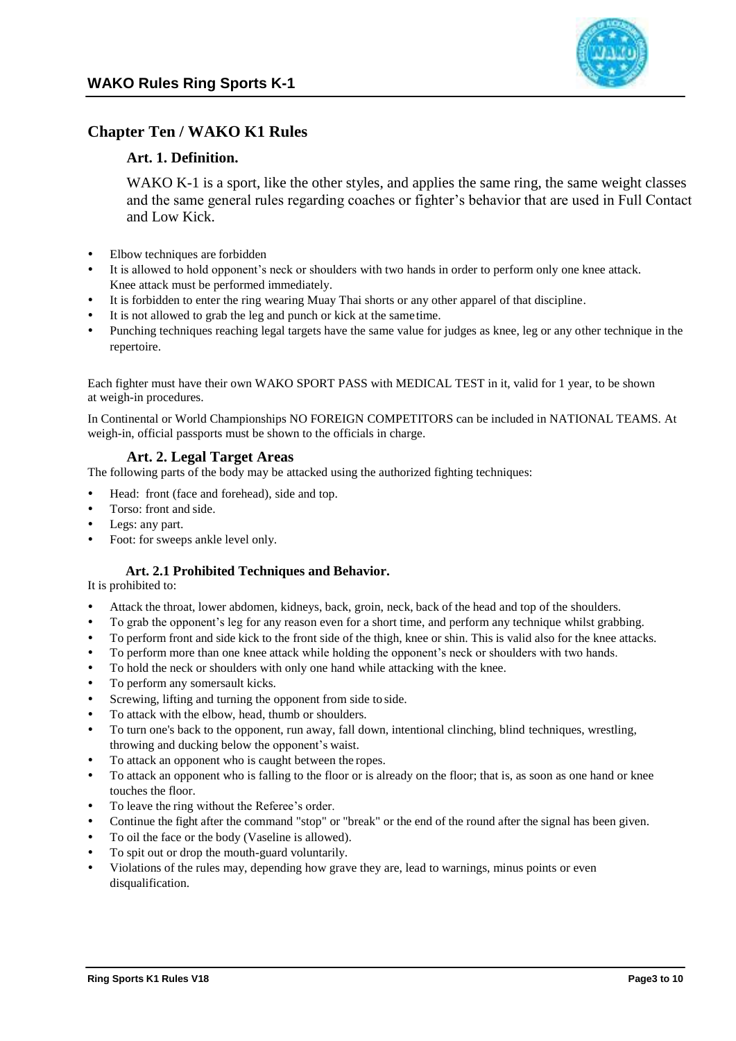## Chapter Ten / WAKO K1 Rules

### Art. 1. Definition.

WAKO K-1 is a sport, like the other styles, and applies the same ring, the same weight classes and the same general rules regarding coaches or fighter's behavior that are used in Full Contact and Low Kick.

- Elbow techniques are forbidden
- It is allowed to hold opponent's neck or shoulders with two hands in order to perform only one knee attack. Knee attack must be performed immediately.
- It is forbidden to enter the ring wearing Muay Thai shorts or any other apparel of that discipline.
- It is not allowed to grab the leg and punch or kick at the same time.
- Punching techniques reaching legal targets have the same value for judges as knee, leg or any other technique in the repertoire.

Each fighter must have their own WAKO SPORT PASS with MEDICAL TEST in it, valid for 1 year, to be shown at weigh-in procedures.

In Continental or World Championships NO FOREIGN COMPETITORS can be included in NATIONAL TEAMS. At weigh-in, official passports must be shown to the officials in charge.

### Art. 2. Legal Target Areas

The following parts of the body may be attacked using the authorized fighting techniques:

- Head: front (face and forehead), side and top.
- Torso: front and side.
- Legs: any part.
- Foot: for sweeps ankle level only.

### Art. 2.1 Prohibited Techniques and Behavior.

It is prohibited to:

- Attack the throat, lower abdomen, kidneys, back, groin, neck, back of the head and top of the shoulders.
- To grab the opponent's leg for any reason even for a short time, and perform any technique whilst grabbing.
- To perform front and side kick to the front side of the thigh, knee or shin. This is valid also for the knee attacks.
- To perform more than one knee attack while holding the opponent's neck or shoulders with two hands.
- To hold the neck or shoulders with only one hand while attacking with the knee.
- To perform any somersault kicks.
- Screwing, lifting and turning the opponent from side to side.
- To attack with the elbow, head, thumb or shoulders.
- To turn one's back to the opponent, run away, fall down, intentional clinching, blind techniques, wrestling, throwing and ducking below the opponent's waist.
- To attack an opponent who is caught between the ropes.
- To attack an opponent who is falling to the floor or is already on the floor; that is, as soon as one hand or knee touches the floor.
- To leave the ring without the Referee's order.
- Continue the fight after the command "stop" or "break" or the end of the round after the signal has been given.
- To oil the face or the body (Vaseline is allowed).
- To spit out or drop the mouth-guard voluntarily.
- Violations of the rules may, depending how grave they are, lead to warnings, minus points or even disqualification.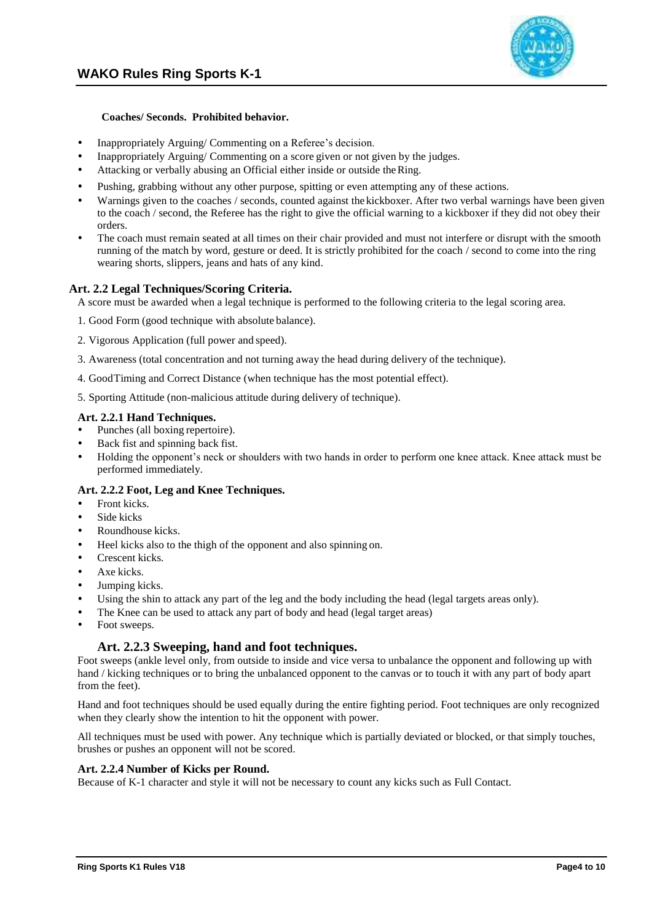**Coaches/ Seconds. Prohibited behavior.**

- Inappropriately Arguing/ Commenting on a Referee's decision.
- Inappropriately Arguing/ Commenting on a score given or not given by the judges.
- Attacking or verbally abusing an Official either inside or outside the Ring.
- Pushing, grabbing without any other purpose, spitting or even attempting any of these actions.
- Warnings given to the coaches / seconds, counted against the kickboxer. After two verbal warnings have been given to the coach / second, the Referee has the right to give the official warning to a kickboxer if they did not obey their orders.
- The coach must remain seated at all times on their chair provided and must not interfere or disrupt with the smooth running of the match by word, gesture or deed. It is strictly prohibited for the coach / second to come into the ring wearing shorts, slippers, jeans and hats of any kind.

### Art. 2.2 Legal Techniques/Scoring Criteria.

A score must be awarded when a legal technique is performed to the following criteria to the legal scoring area.

1. Good Form (good technique with absolute balance).
2. Vigorous Application (full power and speed).
3. Awareness (total concentration and not turning away the head during delivery of the technique).
4. Good Timing and Correct Distance (when technique has the most potential effect).
5. Sporting Attitude (non-malicious attitude during delivery of technique).

#### Art. 2.2.1 Hand Techniques.

- Punches (all boxing repertoire).
- Back fist and spinning back fist.
- Holding the opponent's neck or shoulders with two hands in order to perform one knee attack. Knee attack must be performed immediately.

#### Art. 2.2.2 Foot, Leg and Knee Techniques.

- Front kicks.
- Side kicks
- Roundhouse kicks.
- Heel kicks also to the thigh of the opponent and also spinning on.
- Crescent kicks.
- Axe kicks.
- Jumping kicks.
- Using the shin to attack any part of the leg and the body including the head (legal targets areas only).
- The Knee can be used to attack any part of body and head (legal target areas)
- Foot sweeps.

### Art. 2.2.3 Sweeping, hand and foot techniques.

Foot sweeps (ankle level only, from outside to inside and vice versa to unbalance the opponent and following up with hand / kicking techniques or to bring the unbalanced opponent to the canvas or to touch it with any part of body apart from the feet).

Hand and foot techniques should be used equally during the entire fighting period. Foot techniques are only recognized when they clearly show the intention to hit the opponent with power.

All techniques must be used with power. Any technique which is partially deviated or blocked, or that simply touches, brushes or pushes an opponent will not be scored.

#### Art. 2.2.4 Number of Kicks per Round.

Because of K-1 character and style it will not be necessary to count any kicks such as Full Contact.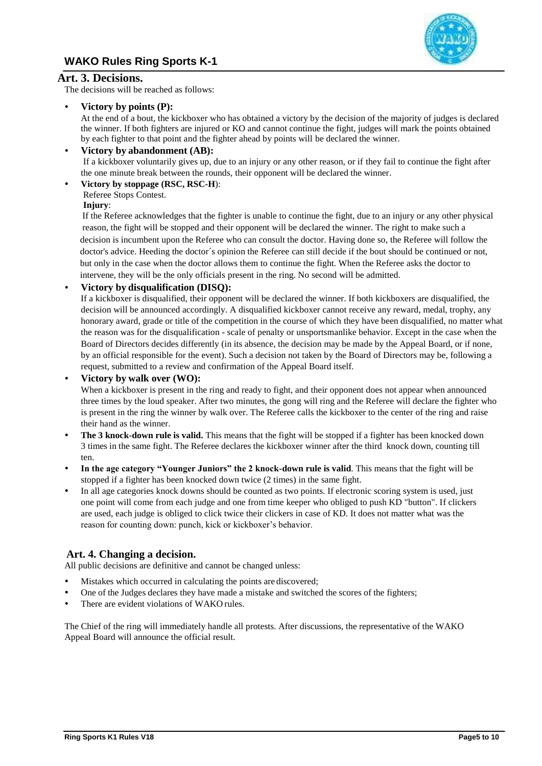## Art. 3. Decisions.

The decisions will be reached as follows:

- **Victory by points (P):**
  At the end of a bout, the kickboxer who has obtained a victory by the decision of the majority of judges is declared the winner. If both fighters are injured or KO and cannot continue the fight, judges will mark the points obtained by each fighter to that point and the fighter ahead by points will be declared the winner.
- **Victory by abandonment (AB):**
  If a kickboxer voluntarily gives up, due to an injury or any other reason, or if they fail to continue the fight after the one minute break between the rounds, their opponent will be declared the winner.
- **Victory by stoppage (RSC, RSC-H)**:
  Referee Stops Contest.
  **Injury**:
  If the Referee acknowledges that the fighter is unable to continue the fight, due to an injury or any other physical reason, the fight will be stopped and their opponent will be declared the winner. The right to make such a decision is incumbent upon the Referee who can consult the doctor. Having done so, the Referee will follow the doctor's advice. Heeding the doctor´s opinion the Referee can still decide if the bout should be continued or not, but only in the case when the doctor allows them to continue the fight. When the Referee asks the doctor to intervene, they will be the only officials present in the ring. No second will be admitted.
- **Victory by disqualification (DISQ):**
  If a kickboxer is disqualified, their opponent will be declared the winner. If both kickboxers are disqualified, the decision will be announced accordingly. A disqualified kickboxer cannot receive any reward, medal, trophy, any honorary award, grade or title of the competition in the course of which they have been disqualified, no matter what the reason was for the disqualification - scale of penalty or unsportsmanlike behavior. Except in the case when the Board of Directors decides differently (in its absence, the decision may be made by the Appeal Board, or if none, by an official responsible for the event). Such a decision not taken by the Board of Directors may be, following a request, submitted to a review and confirmation of the Appeal Board itself.
- **Victory by walk over (WO):**
  When a kickboxer is present in the ring and ready to fight, and their opponent does not appear when announced three times by the loud speaker. After two minutes, the gong will ring and the Referee will declare the fighter who is present in the ring the winner by walk over. The Referee calls the kickboxer to the center of the ring and raise their hand as the winner.
- **The 3 knock-down rule is valid.** This means that the fight will be stopped if a fighter has been knocked down 3 times in the same fight. The Referee declares the kickboxer winner after the third knock down, counting till ten.
- **In the age category "Younger Juniors" the 2 knock-down rule is valid**. This means that the fight will be stopped if a fighter has been knocked down twice (2 times) in the same fight.
- In all age categories knock downs should be counted as two points. If electronic scoring system is used, just one point will come from each judge and one from time keeper who obliged to push KD "button". If clickers are used, each judge is obliged to click twice their clickers in case of KD. It does not matter what was the reason for counting down: punch, kick or kickboxer's behavior.

## Art. 4. Changing a decision.

All public decisions are definitive and cannot be changed unless:

- Mistakes which occurred in calculating the points are discovered;
- One of the Judges declares they have made a mistake and switched the scores of the fighters;
- There are evident violations of WAKO rules.

The Chief of the ring will immediately handle all protests. After discussions, the representative of the WAKO Appeal Board will announce the official result.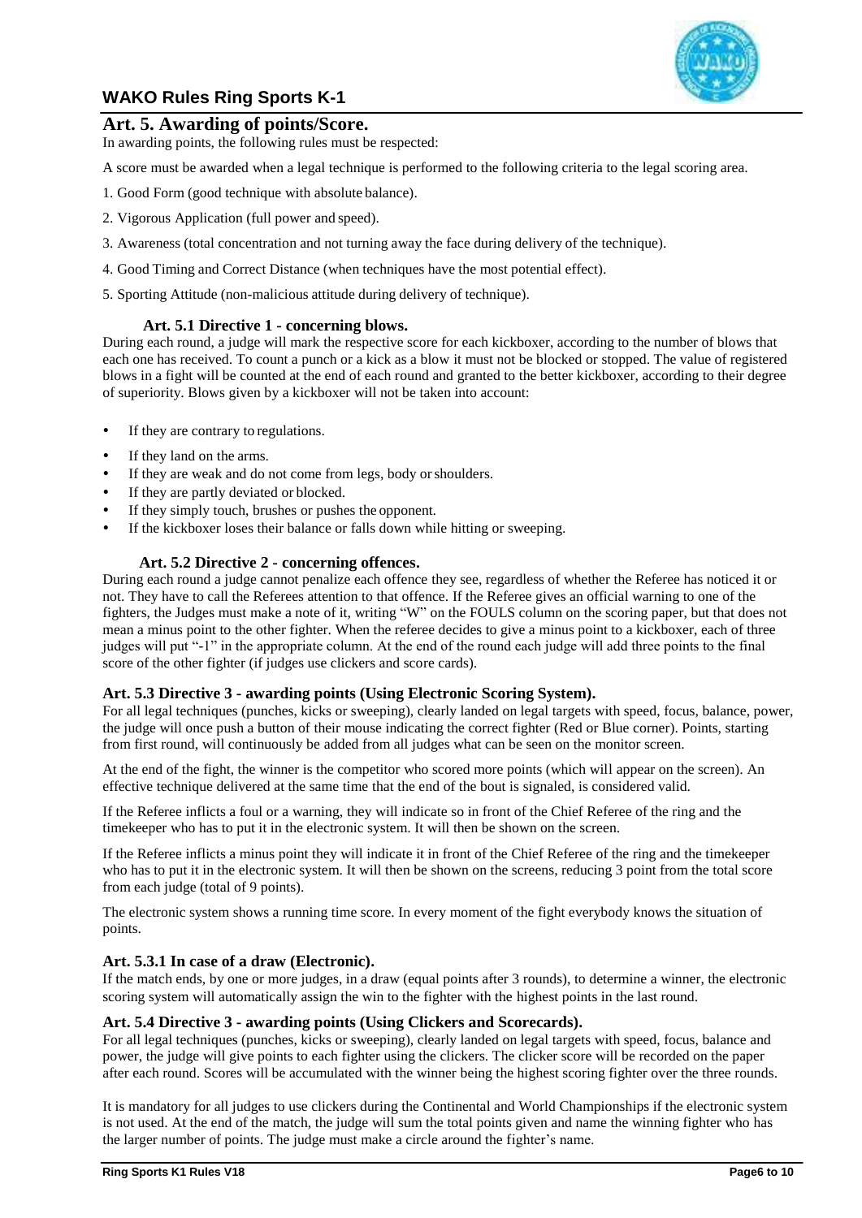## Art. 5. Awarding of points/Score.

In awarding points, the following rules must be respected:

A score must be awarded when a legal technique is performed to the following criteria to the legal scoring area.

1. Good Form (good technique with absolute balance).
2. Vigorous Application (full power and speed).
3. Awareness (total concentration and not turning away the face during delivery of the technique).
4. Good Timing and Correct Distance (when techniques have the most potential effect).
5. Sporting Attitude (non-malicious attitude during delivery of technique).

### Art. 5.1 Directive 1 - concerning blows.

During each round, a judge will mark the respective score for each kickboxer, according to the number of blows that each one has received. To count a punch or a kick as a blow it must not be blocked or stopped. The value of registered blows in a fight will be counted at the end of each round and granted to the better kickboxer, according to their degree of superiority. Blows given by a kickboxer will not be taken into account:

- If they are contrary to regulations.
- If they land on the arms.
- If they are weak and do not come from legs, body or shoulders.
- If they are partly deviated or blocked.
- If they simply touch, brushes or pushes the opponent.
- If the kickboxer loses their balance or falls down while hitting or sweeping.

### Art. 5.2 Directive 2 - concerning offences.

During each round a judge cannot penalize each offence they see, regardless of whether the Referee has noticed it or not. They have to call the Referees attention to that offence. If the Referee gives an official warning to one of the fighters, the Judges must make a note of it, writing "W" on the FOULS column on the scoring paper, but that does not mean a minus point to the other fighter. When the referee decides to give a minus point to a kickboxer, each of three judges will put "-1" in the appropriate column. At the end of the round each judge will add three points to the final score of the other fighter (if judges use clickers and score cards).

### Art. 5.3 Directive 3 - awarding points (Using Electronic Scoring System).

For all legal techniques (punches, kicks or sweeping), clearly landed on legal targets with speed, focus, balance, power, the judge will once push a button of their mouse indicating the correct fighter (Red or Blue corner). Points, starting from first round, will continuously be added from all judges what can be seen on the monitor screen.

At the end of the fight, the winner is the competitor who scored more points (which will appear on the screen). An effective technique delivered at the same time that the end of the bout is signaled, is considered valid.

If the Referee inflicts a foul or a warning, they will indicate so in front of the Chief Referee of the ring and the timekeeper who has to put it in the electronic system. It will then be shown on the screen.

If the Referee inflicts a minus point they will indicate it in front of the Chief Referee of the ring and the timekeeper who has to put it in the electronic system. It will then be shown on the screens, reducing 3 point from the total score from each judge (total of 9 points).

The electronic system shows a running time score. In every moment of the fight everybody knows the situation of points.

### Art. 5.3.1 In case of a draw (Electronic).

If the match ends, by one or more judges, in a draw (equal points after 3 rounds), to determine a winner, the electronic scoring system will automatically assign the win to the fighter with the highest points in the last round.

### Art. 5.4 Directive 3 - awarding points (Using Clickers and Scorecards).

For all legal techniques (punches, kicks or sweeping), clearly landed on legal targets with speed, focus, balance and power, the judge will give points to each fighter using the clickers. The clicker score will be recorded on the paper after each round. Scores will be accumulated with the winner being the highest scoring fighter over the three rounds.

It is mandatory for all judges to use clickers during the Continental and World Championships if the electronic system is not used. At the end of the match, the judge will sum the total points given and name the winning fighter who has the larger number of points. The judge must make a circle around the fighter's name.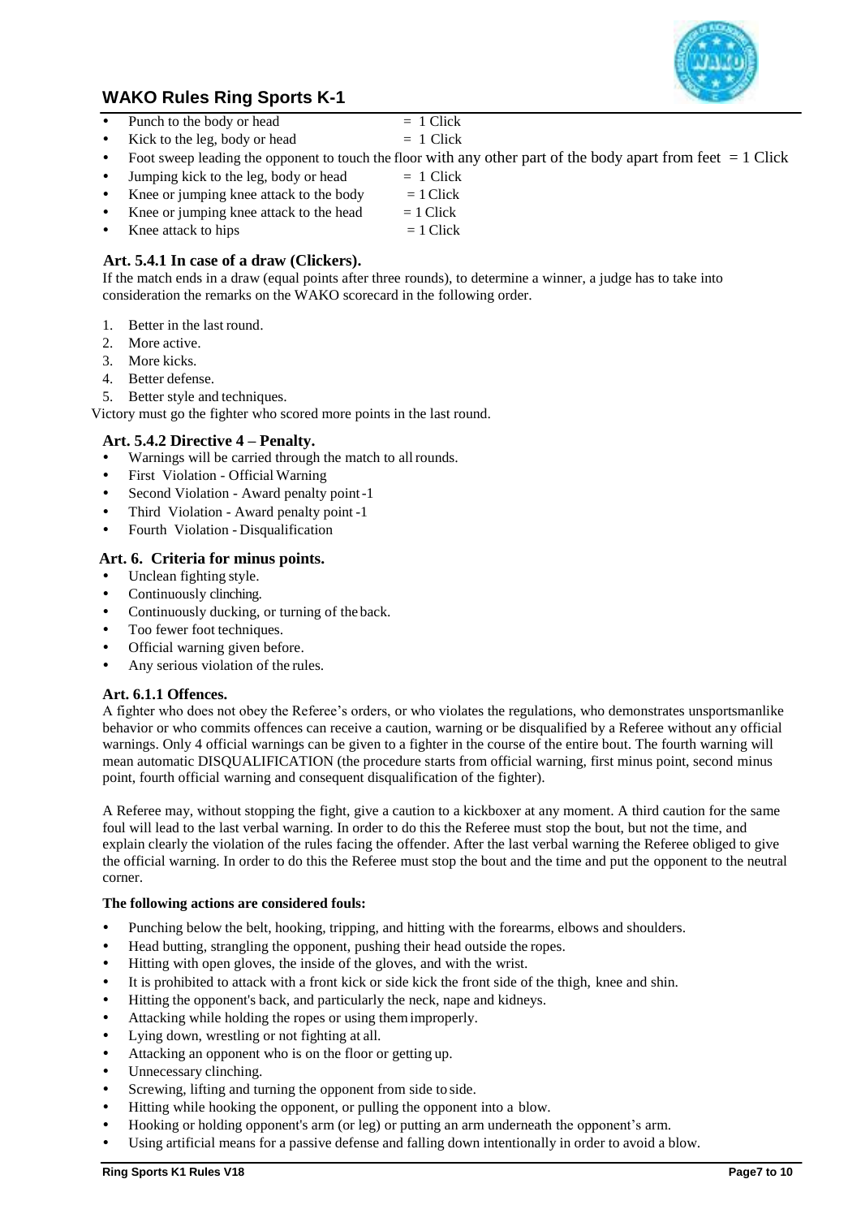- Punch to the body or head = 1 Click
- Kick to the leg, body or head = 1 Click
- Foot sweep leading the opponent to touch the floor with any other part of the body apart from feet = 1 Click
- Jumping kick to the leg, body or head = 1 Click
- Knee or jumping knee attack to the body = 1 Click
- Knee or jumping knee attack to the head = 1 Click
- Knee attack to hips = 1 Click

### Art. 5.4.1 In case of a draw (Clickers).

If the match ends in a draw (equal points after three rounds), to determine a winner, a judge has to take into consideration the remarks on the WAKO scorecard in the following order.

1. Better in the last round.
2. More active.
3. More kicks.
4. Better defense.
5. Better style and techniques.

Victory must go the fighter who scored more points in the last round.

### Art. 5.4.2 Directive 4 – Penalty.

- Warnings will be carried through the match to all rounds.
- First Violation - Official Warning
- Second Violation - Award penalty point -1
- Third Violation - Award penalty point -1
- Fourth Violation - Disqualification

## Art. 6. Criteria for minus points.

- Unclean fighting style.
- Continuously clinching.
- Continuously ducking, or turning of the back.
- Too fewer foot techniques.
- Official warning given before.
- Any serious violation of the rules.

### Art. 6.1.1 Offences.

A fighter who does not obey the Referee's orders, or who violates the regulations, who demonstrates unsportsmanlike behavior or who commits offences can receive a caution, warning or be disqualified by a Referee without any official warnings. Only 4 official warnings can be given to a fighter in the course of the entire bout. The fourth warning will mean automatic DISQUALIFICATION (the procedure starts from official warning, first minus point, second minus point, fourth official warning and consequent disqualification of the fighter).

A Referee may, without stopping the fight, give a caution to a kickboxer at any moment. A third caution for the same foul will lead to the last verbal warning. In order to do this the Referee must stop the bout, but not the time, and explain clearly the violation of the rules facing the offender. After the last verbal warning the Referee obliged to give the official warning. In order to do this the Referee must stop the bout and the time and put the opponent to the neutral corner.

**The following actions are considered fouls:**

- Punching below the belt, hooking, tripping, and hitting with the forearms, elbows and shoulders.
- Head butting, strangling the opponent, pushing their head outside the ropes.
- Hitting with open gloves, the inside of the gloves, and with the wrist.
- It is prohibited to attack with a front kick or side kick the front side of the thigh, knee and shin.
- Hitting the opponent's back, and particularly the neck, nape and kidneys.
- Attacking while holding the ropes or using them improperly.
- Lying down, wrestling or not fighting at all.
- Attacking an opponent who is on the floor or getting up.
- Unnecessary clinching.
- Screwing, lifting and turning the opponent from side to side.
- Hitting while hooking the opponent, or pulling the opponent into a blow.
- Hooking or holding opponent's arm (or leg) or putting an arm underneath the opponent's arm.
- Using artificial means for a passive defense and falling down intentionally in order to avoid a blow.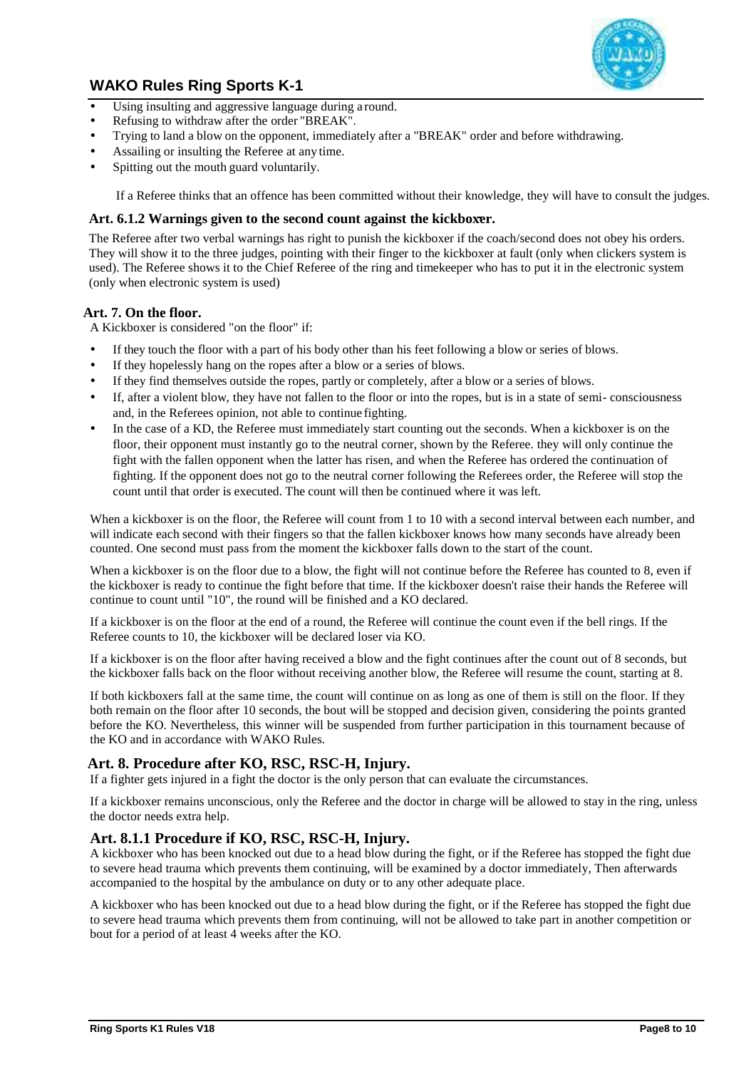- Using insulting and aggressive language during a round.
- Refusing to withdraw after the order "BREAK".
- Trying to land a blow on the opponent, immediately after a "BREAK" order and before withdrawing.
- Assailing or insulting the Referee at any time.
- Spitting out the mouth guard voluntarily.

If a Referee thinks that an offence has been committed without their knowledge, they will have to consult the judges.

### Art. 6.1.2 Warnings given to the second count against the kickboxer.

The Referee after two verbal warnings has right to punish the kickboxer if the coach/second does not obey his orders. They will show it to the three judges, pointing with their finger to the kickboxer at fault (only when clickers system is used). The Referee shows it to the Chief Referee of the ring and timekeeper who has to put it in the electronic system (only when electronic system is used)

### Art. 7. On the floor.

A Kickboxer is considered "on the floor" if:

- If they touch the floor with a part of his body other than his feet following a blow or series of blows.
- If they hopelessly hang on the ropes after a blow or a series of blows.
- If they find themselves outside the ropes, partly or completely, after a blow or a series of blows.
- If, after a violent blow, they have not fallen to the floor or into the ropes, but is in a state of semi- consciousness and, in the Referees opinion, not able to continue fighting.
- In the case of a KD, the Referee must immediately start counting out the seconds. When a kickboxer is on the floor, their opponent must instantly go to the neutral corner, shown by the Referee. they will only continue the fight with the fallen opponent when the latter has risen, and when the Referee has ordered the continuation of fighting. If the opponent does not go to the neutral corner following the Referees order, the Referee will stop the count until that order is executed. The count will then be continued where it was left.

When a kickboxer is on the floor, the Referee will count from 1 to 10 with a second interval between each number, and will indicate each second with their fingers so that the fallen kickboxer knows how many seconds have already been counted. One second must pass from the moment the kickboxer falls down to the start of the count.

When a kickboxer is on the floor due to a blow, the fight will not continue before the Referee has counted to 8, even if the kickboxer is ready to continue the fight before that time. If the kickboxer doesn't raise their hands the Referee will continue to count until "10", the round will be finished and a KO declared.

If a kickboxer is on the floor at the end of a round, the Referee will continue the count even if the bell rings. If the Referee counts to 10, the kickboxer will be declared loser via KO.

If a kickboxer is on the floor after having received a blow and the fight continues after the count out of 8 seconds, but the kickboxer falls back on the floor without receiving another blow, the Referee will resume the count, starting at 8.

If both kickboxers fall at the same time, the count will continue on as long as one of them is still on the floor. If they both remain on the floor after 10 seconds, the bout will be stopped and decision given, considering the points granted before the KO. Nevertheless, this winner will be suspended from further participation in this tournament because of the KO and in accordance with WAKO Rules.

### Art. 8. Procedure after KO, RSC, RSC-H, Injury.

If a fighter gets injured in a fight the doctor is the only person that can evaluate the circumstances.

If a kickboxer remains unconscious, only the Referee and the doctor in charge will be allowed to stay in the ring, unless the doctor needs extra help.

### Art. 8.1.1 Procedure if KO, RSC, RSC-H, Injury.

A kickboxer who has been knocked out due to a head blow during the fight, or if the Referee has stopped the fight due to severe head trauma which prevents them continuing, will be examined by a doctor immediately, Then afterwards accompanied to the hospital by the ambulance on duty or to any other adequate place.

A kickboxer who has been knocked out due to a head blow during the fight, or if the Referee has stopped the fight due to severe head trauma which prevents them from continuing, will not be allowed to take part in another competition or bout for a period of at least 4 weeks after the KO.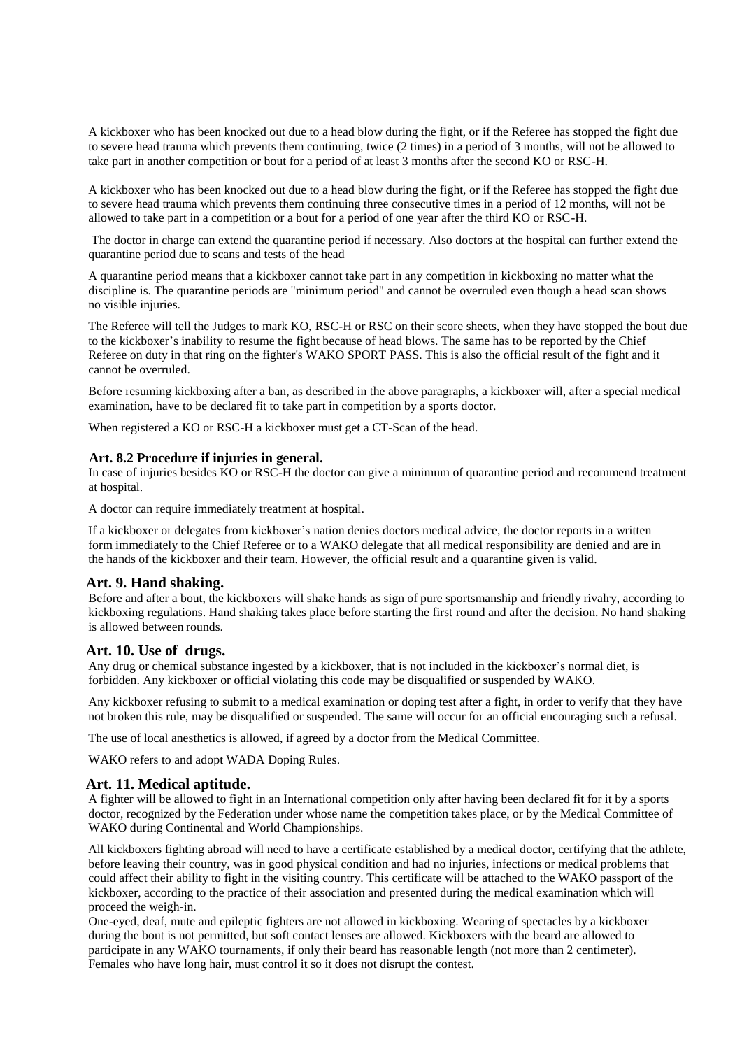A kickboxer who has been knocked out due to a head blow during the fight, or if the Referee has stopped the fight due to severe head trauma which prevents them continuing, twice (2 times) in a period of 3 months, will not be allowed to take part in another competition or bout for a period of at least 3 months after the second KO or RSC-H.

A kickboxer who has been knocked out due to a head blow during the fight, or if the Referee has stopped the fight due to severe head trauma which prevents them continuing three consecutive times in a period of 12 months, will not be allowed to take part in a competition or a bout for a period of one year after the third KO or RSC-H.

The doctor in charge can extend the quarantine period if necessary. Also doctors at the hospital can further extend the quarantine period due to scans and tests of the head

A quarantine period means that a kickboxer cannot take part in any competition in kickboxing no matter what the discipline is. The quarantine periods are "minimum period" and cannot be overruled even though a head scan shows no visible injuries.

The Referee will tell the Judges to mark KO, RSC-H or RSC on their score sheets, when they have stopped the bout due to the kickboxer's inability to resume the fight because of head blows. The same has to be reported by the Chief Referee on duty in that ring on the fighter's WAKO SPORT PASS. This is also the official result of the fight and it cannot be overruled.

Before resuming kickboxing after a ban, as described in the above paragraphs, a kickboxer will, after a special medical examination, have to be declared fit to take part in competition by a sports doctor.

When registered a KO or RSC-H a kickboxer must get a CT-Scan of the head.

### Art. 8.2 Procedure if injuries in general.

In case of injuries besides KO or RSC-H the doctor can give a minimum of quarantine period and recommend treatment at hospital.

A doctor can require immediately treatment at hospital.

If a kickboxer or delegates from kickboxer's nation denies doctors medical advice, the doctor reports in a written form immediately to the Chief Referee or to a WAKO delegate that all medical responsibility are denied and are in the hands of the kickboxer and their team. However, the official result and a quarantine given is valid.

## Art. 9. Hand shaking.

Before and after a bout, the kickboxers will shake hands as sign of pure sportsmanship and friendly rivalry, according to kickboxing regulations. Hand shaking takes place before starting the first round and after the decision. No hand shaking is allowed between rounds.

## Art. 10. Use of drugs.

Any drug or chemical substance ingested by a kickboxer, that is not included in the kickboxer's normal diet, is forbidden. Any kickboxer or official violating this code may be disqualified or suspended by WAKO.

Any kickboxer refusing to submit to a medical examination or doping test after a fight, in order to verify that they have not broken this rule, may be disqualified or suspended. The same will occur for an official encouraging such a refusal.

The use of local anesthetics is allowed, if agreed by a doctor from the Medical Committee.

WAKO refers to and adopt WADA Doping Rules.

## Art. 11. Medical aptitude.

A fighter will be allowed to fight in an International competition only after having been declared fit for it by a sports doctor, recognized by the Federation under whose name the competition takes place, or by the Medical Committee of WAKO during Continental and World Championships.

All kickboxers fighting abroad will need to have a certificate established by a medical doctor, certifying that the athlete, before leaving their country, was in good physical condition and had no injuries, infections or medical problems that could affect their ability to fight in the visiting country. This certificate will be attached to the WAKO passport of the kickboxer, according to the practice of their association and presented during the medical examination which will proceed the weigh-in.

One-eyed, deaf, mute and epileptic fighters are not allowed in kickboxing. Wearing of spectacles by a kickboxer during the bout is not permitted, but soft contact lenses are allowed. Kickboxers with the beard are allowed to participate in any WAKO tournaments, if only their beard has reasonable length (not more than 2 centimeter). Females who have long hair, must control it so it does not disrupt the contest.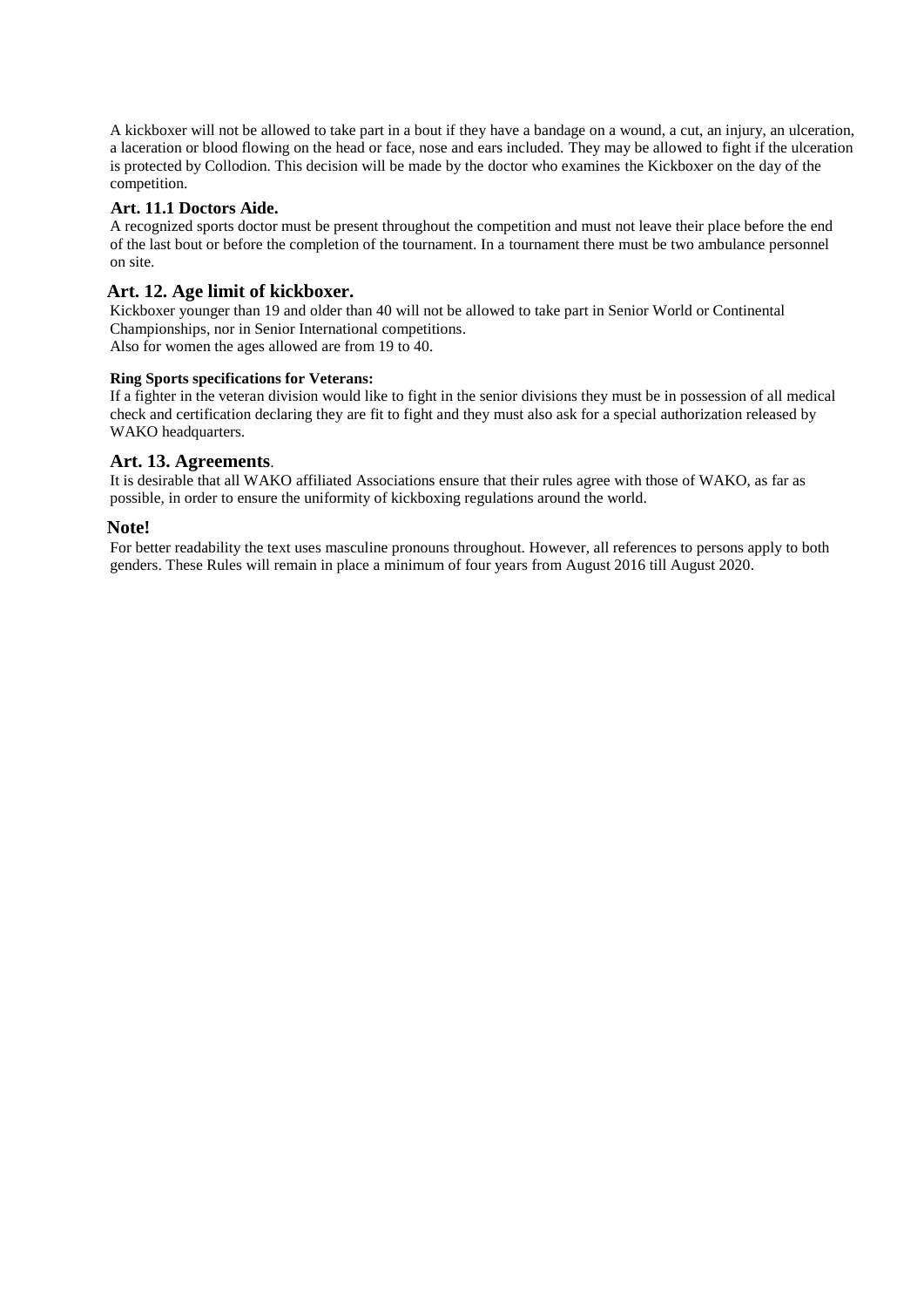A kickboxer will not be allowed to take part in a bout if they have a bandage on a wound, a cut, an injury, an ulceration, a laceration or blood flowing on the head or face, nose and ears included. They may be allowed to fight if the ulceration is protected by Collodion. This decision will be made by the doctor who examines the Kickboxer on the day of the competition.

### Art. 11.1 Doctors Aide.

A recognized sports doctor must be present throughout the competition and must not leave their place before the end of the last bout or before the completion of the tournament. In a tournament there must be two ambulance personnel on site.

## Art. 12. Age limit of kickboxer.

Kickboxer younger than 19 and older than 40 will not be allowed to take part in Senior World or Continental Championships, nor in Senior International competitions.
Also for women the ages allowed are from 19 to 40.

**Ring Sports specifications for Veterans:**

If a fighter in the veteran division would like to fight in the senior divisions they must be in possession of all medical check and certification declaring they are fit to fight and they must also ask for a special authorization released by WAKO headquarters.

## Art. 13. Agreements.

It is desirable that all WAKO affiliated Associations ensure that their rules agree with those of WAKO, as far as possible, in order to ensure the uniformity of kickboxing regulations around the world.

## Note!

For better readability the text uses masculine pronouns throughout. However, all references to persons apply to both genders. These Rules will remain in place a minimum of four years from August 2016 till August 2020.